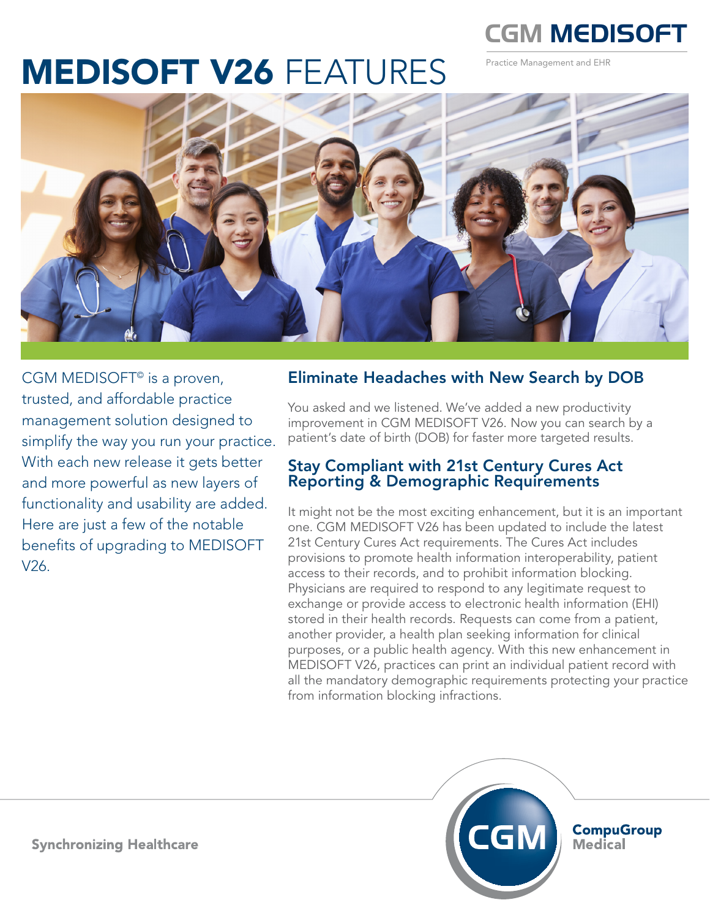CGM MEDISOFT

Practice Management and EHR

# MEDISOFT V26 FEATURES

CGM MEDISOFT© is a proven, trusted, and affordable practice management solution designed to simplify the way you run your practice. With each new release it gets better and more powerful as new layers of functionality and usability are added. Here are just a few of the notable benefits of upgrading to MEDISOFT V26.

## Eliminate Headaches with New Search by DOB

You asked and we listened. We've added a new productivity improvement in CGM MEDISOFT V26. Now you can search by a patient's date of birth (DOB) for faster more targeted results.

## Stay Compliant with 21st Century Cures Act Reporting & Demographic Requirements

It might not be the most exciting enhancement, but it is an important one. CGM MEDISOFT V26 has been updated to include the latest 21st Century Cures Act requirements. The Cures Act includes provisions to promote health information interoperability, patient access to their records, and to prohibit information blocking. Physicians are required to respond to any legitimate request to exchange or provide access to electronic health information (EHI) stored in their health records. Requests can come from a patient, another provider, a health plan seeking information for clinical purposes, or a public health agency. With this new enhancement in MEDISOFT V26, practices can print an individual patient record with all the mandatory demographic requirements protecting your practice from information blocking infractions.

Synchronizing Healthcare

CGM CompuGroup Medical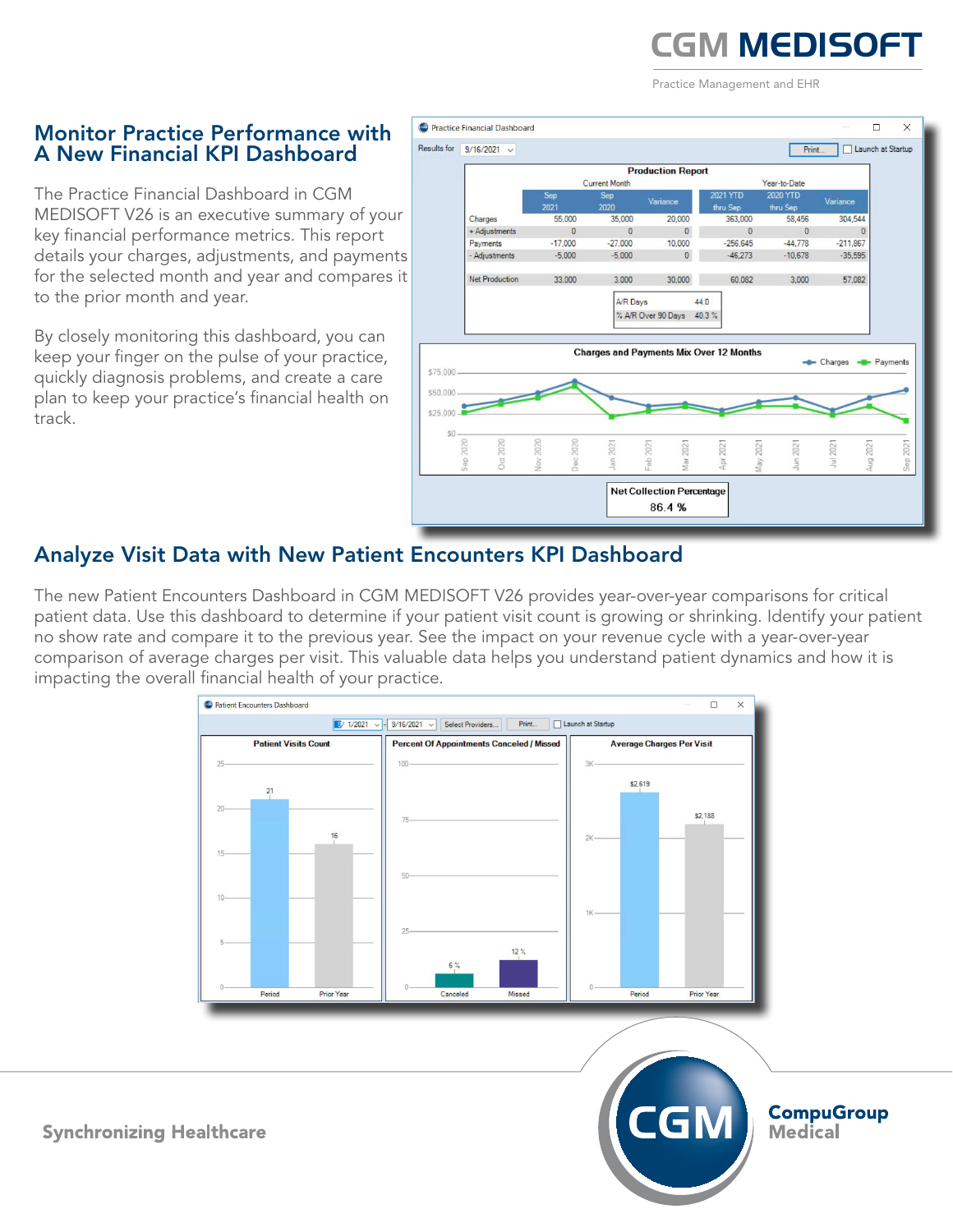CGM MEDISOFT

Practice Management and EHR

## Monitor Practice Performance with A New Financial KPI Dashboard

The Practice Financial Dashboard in CGM MEDISOFT V26 is an executive summary of your key financial performance metrics. This report details your charges, adjustments, and payments for the selected month and year and compares it to the prior month and year.

By closely monitoring this dashboard, you can keep your finger on the pulse of your practice, quickly diagnosis problems, and create a care plan to keep your practice's financial health on track.

**Production Report**

| | Current Month | | | Year-to-Date | | |
|---|---|---|---|---|---|---|
| | Sep 2021 | Sep 2020 | Variance | 2021 YTD thru Sep | 2020 YTD thru Sep | Variance |
| Charges | 55,000 | 35,000 | 20,000 | 363,000 | 58,456 | 304,544 |
| + Adjustments | 0 | 0 | 0 | 0 | 0 | 0 |
| Payments | -17,000 | -27,000 | 10,000 | -256,645 | -44,778 | -211,867 |
| - Adjustments | -5,000 | -5,000 | 0 | -46,273 | -10,678 | -35,595 |
| Net Production | 33,000 | 3,000 | 30,000 | 60,082 | 3,000 | 57,082 |

| | |
|---|---|
| A/R Days | 44.0 |
| % A/R Over 90 Days | 40.3 % |

Net Collection Percentage: 86.4 %

## Analyze Visit Data with New Patient Encounters KPI Dashboard

The new Patient Encounters Dashboard in CGM MEDISOFT V26 provides year-over-year comparisons for critical patient data. Use this dashboard to determine if your patient visit count is growing or shrinking. Identify your patient no show rate and compare it to the previous year. See the impact on your revenue cycle with a year-over-year comparison of average charges per visit. This valuable data helps you understand patient dynamics and how it is impacting the overall financial health of your practice.

Synchronizing Healthcare

CompuGroup Medical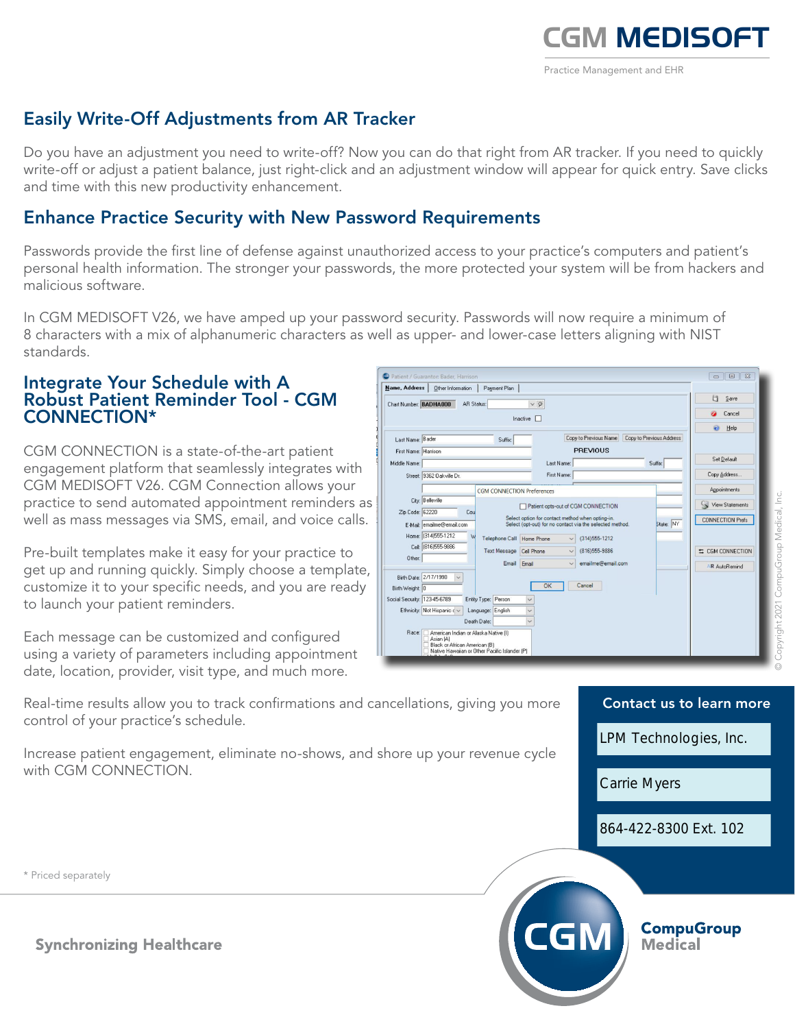## Easily Write-Off Adjustments from AR Tracker

Do you have an adjustment you need to write-off? Now you can do that right from AR tracker. If you need to quickly write-off or adjust a patient balance, just right-click and an adjustment window will appear for quick entry. Save clicks and time with this new productivity enhancement.

## Enhance Practice Security with New Password Requirements

Passwords provide the first line of defense against unauthorized access to your practice's computers and patient's personal health information. The stronger your passwords, the more protected your system will be from hackers and malicious software.

In CGM MEDISOFT V26, we have amped up your password security. Passwords will now require a minimum of 8 characters with a mix of alphanumeric characters as well as upper- and lower-case letters aligning with NIST standards.

## Integrate Your Schedule with A Robust Patient Reminder Tool - CGM CONNECTION*

CGM CONNECTION is a state-of-the-art patient engagement platform that seamlessly integrates with CGM MEDISOFT V26. CGM Connection allows your practice to send automated appointment reminders as well as mass messages via SMS, email, and voice calls.

Pre-built templates make it easy for your practice to get up and running quickly. Simply choose a template, customize it to your specific needs, and you are ready to launch your patient reminders.

Each message can be customized and configured using a variety of parameters including appointment date, location, provider, visit type, and much more.

Real-time results allow you to track confirmations and cancellations, giving you more control of your practice's schedule.

Increase patient engagement, eliminate no-shows, and shore up your revenue cycle with CGM CONNECTION.

**Contact us to learn more**

LPM Technologies, Inc.

Carrie Myers

864-422-8300 Ext. 102

\* Priced separately

Synchronizing Healthcare